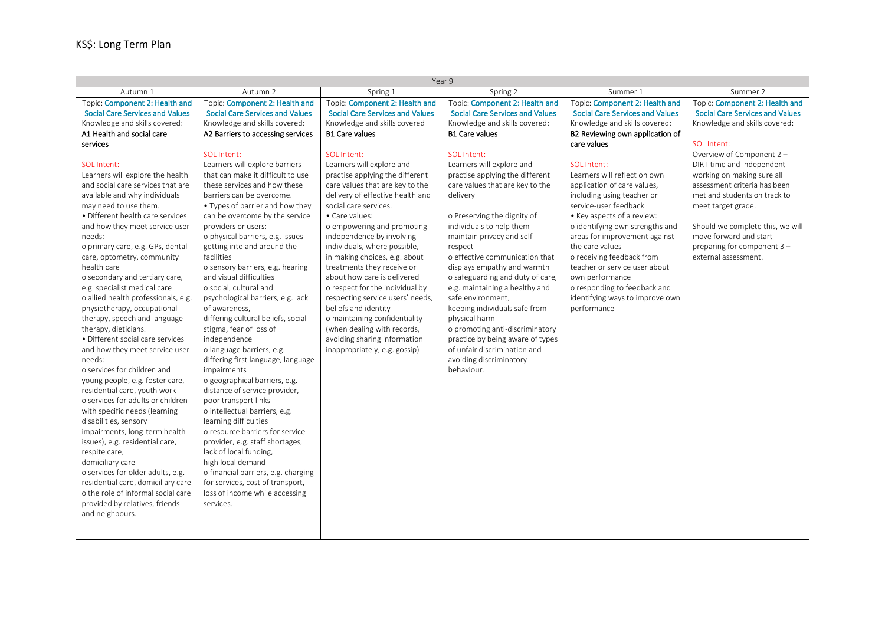# KS$: Long Term Plan

| Year 9 | | | | | |
|---|---|---|---|---|---|
| Autumn 1 | Autumn 2 | Spring 1 | Spring 2 | Summer 1 | Summer 2 |
| Topic: Component 2: Health and Social Care Services and Values<br>Knowledge and skills covered:<br>**A1 Health and social care services**<br><br>SOL Intent:<br>Learners will explore the health and social care services that are available and why individuals may need to use them.<br>• Different health care services and how they meet service user needs:<br>o primary care, e.g. GPs, dental care, optometry, community health care<br>o secondary and tertiary care, e.g. specialist medical care<br>o allied health professionals, e.g. physiotherapy, occupational therapy, speech and language therapy, dieticians.<br>• Different social care services and how they meet service user needs:<br>o services for children and young people, e.g. foster care, residential care, youth work<br>o services for adults or children with specific needs (learning disabilities, sensory impairments, long-term health issues), e.g. residential care, respite care, domiciliary care<br>o services for older adults, e.g. residential care, domiciliary care<br>o the role of informal social care provided by relatives, friends and neighbours. | Topic: Component 2: Health and Social Care Services and Values<br>Knowledge and skills covered:<br>**A2 Barriers to accessing services**<br><br>SOL Intent:<br>Learners will explore barriers that can make it difficult to use these services and how these barriers can be overcome.<br>• Types of barrier and how they can be overcome by the service providers or users:<br>o physical barriers, e.g. issues getting into and around the facilities<br>o sensory barriers, e.g. hearing and visual difficulties<br>o social, cultural and psychological barriers, e.g. lack of awareness, differing cultural beliefs, social stigma, fear of loss of independence<br>o language barriers, e.g. differing first language, language impairments<br>o geographical barriers, e.g. distance of service provider, poor transport links<br>o intellectual barriers, e.g. learning difficulties<br>o resource barriers for service provider, e.g. staff shortages, lack of local funding, high local demand<br>o financial barriers, e.g. charging for services, cost of transport, loss of income while accessing services. | Topic: Component 2: Health and Social Care Services and Values<br>Knowledge and skills covered<br>**B1 Care values**<br><br>SOL Intent:<br>Learners will explore and practise applying the different care values that are key to the delivery of effective health and social care services.<br>• Care values:<br>o empowering and promoting independence by involving individuals, where possible, in making choices, e.g. about treatments they receive or about how care is delivered<br>o respect for the individual by respecting service users' needs, beliefs and identity<br>o maintaining confidentiality (when dealing with records, avoiding sharing information inappropriately, e.g. gossip) | Topic: Component 2: Health and Social Care Services and Values<br>Knowledge and skills covered:<br>**B1 Care values**<br><br>SOL Intent:<br>Learners will explore and practise applying the different care values that are key to the delivery<br><br>o Preserving the dignity of individuals to help them maintain privacy and self-respect<br>o effective communication that displays empathy and warmth<br>o safeguarding and duty of care, e.g. maintaining a healthy and safe environment, keeping individuals safe from physical harm<br>o promoting anti-discriminatory practice by being aware of types of unfair discrimination and avoiding discriminatory behaviour. | Topic: Component 2: Health and Social Care Services and Values<br>Knowledge and skills covered:<br>**B2 Reviewing own application of care values**<br><br>SOL Intent:<br>Learners will reflect on own application of care values, including using teacher or service-user feedback.<br>• Key aspects of a review:<br>o identifying own strengths and areas for improvement against the care values<br>o receiving feedback from teacher or service user about own performance<br>o responding to feedback and identifying ways to improve own performance | Topic: Component 2: Health and Social Care Services and Values<br>Knowledge and skills covered:<br><br>SOL Intent:<br>Overview of Component 2 – DIRT time and independent working on making sure all assessment criteria has been met and students on track to meet target grade.<br><br>Should we complete this, we will move forward and start preparing for component 3 – external assessment. |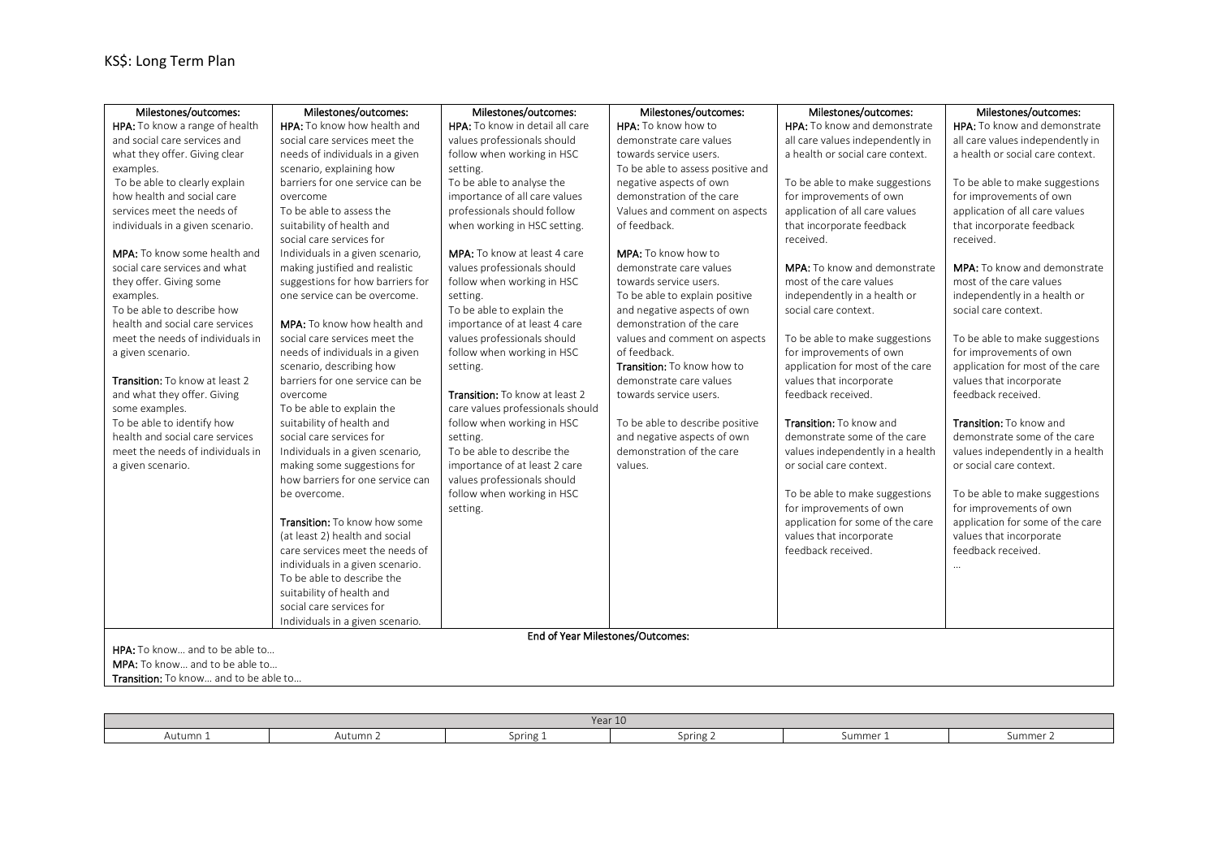# KS$: Long Term Plan

| Milestones/outcomes: | Milestones/outcomes: | Milestones/outcomes: | Milestones/outcomes: | Milestones/outcomes: | Milestones/outcomes: |
|---|---|---|---|---|---|
| **HPA:** To know a range of health and social care services and what they offer. Giving clear examples.<br>To be able to clearly explain how health and social care services meet the needs of individuals in a given scenario.<br><br>**MPA:** To know some health and social care services and what they offer. Giving some examples.<br>To be able to describe how health and social care services meet the needs of individuals in a given scenario.<br><br>**Transition:** To know at least 2 and what they offer. Giving some examples.<br>To be able to identify how health and social care services meet the needs of individuals in a given scenario. | **HPA:** To know how health and social care services meet the needs of individuals in a given scenario, explaining how barriers for one service can be overcome<br>To be able to assess the suitability of health and social care services for Individuals in a given scenario, making justified and realistic suggestions for how barriers for one service can be overcome.<br><br>**MPA:** To know how health and social care services meet the needs of individuals in a given scenario, describing how barriers for one service can be overcome<br>To be able to explain the suitability of health and social care services for Individuals in a given scenario, making some suggestions for how barriers for one service can be overcome.<br><br>**Transition:** To know how some (at least 2) health and social care services meet the needs of individuals in a given scenario.<br>To be able to describe the suitability of health and social care services for Individuals in a given scenario. | **HPA:** To know in detail all care values professionals should follow when working in HSC setting.<br>To be able to analyse the importance of all care values professionals should follow when working in HSC setting.<br><br>**MPA:** To know at least 4 care values professionals should follow when working in HSC setting.<br>To be able to explain the importance of at least 4 care values professionals should follow when working in HSC setting.<br><br>**Transition:** To know at least 2 care values professionals should follow when working in HSC setting.<br>To be able to describe the importance of at least 2 care values professionals should follow when working in HSC setting. | **HPA:** To know how to demonstrate care values towards service users.<br>To be able to assess positive and negative aspects of own demonstration of the care Values and comment on aspects of feedback.<br><br>**MPA:** To know how to demonstrate care values towards service users.<br>To be able to explain positive and negative aspects of own demonstration of the care values and comment on aspects of feedback.<br>**Transition:** To know how to demonstrate care values towards service users.<br><br>To be able to describe positive and negative aspects of own demonstration of the care values. | **HPA:** To know and demonstrate all care values independently in a health or social care context.<br><br>To be able to make suggestions for improvements of own application of all care values that incorporate feedback received.<br><br>**MPA:** To know and demonstrate most of the care values independently in a health or social care context.<br><br>To be able to make suggestions for improvements of own application for most of the care values that incorporate feedback received.<br><br>**Transition:** To know and demonstrate some of the care values independently in a health or social care context.<br><br>To be able to make suggestions for improvements of own application for some of the care values that incorporate feedback received. | **HPA:** To know and demonstrate all care values independently in a health or social care context.<br><br>To be able to make suggestions for improvements of own application of all care values that incorporate feedback received.<br><br>**MPA:** To know and demonstrate most of the care values independently in a health or social care context.<br><br>To be able to make suggestions for improvements of own application for most of the care values that incorporate feedback received.<br><br>**Transition:** To know and demonstrate some of the care values independently in a health or social care context.<br><br>To be able to make suggestions for improvements of own application for some of the care values that incorporate feedback received.<br>… |
| **End of Year Milestones/Outcomes:**<br>**HPA:** To know… and to be able to…<br>**MPA:** To know… and to be able to…<br>**Transition:** To know… and to be able to… | | | | | |

| Year 10 | | | | | |
|---|---|---|---|---|---|
| Autumn 1 | Autumn 2 | Spring 1 | Spring 2 | Summer 1 | Summer 2 |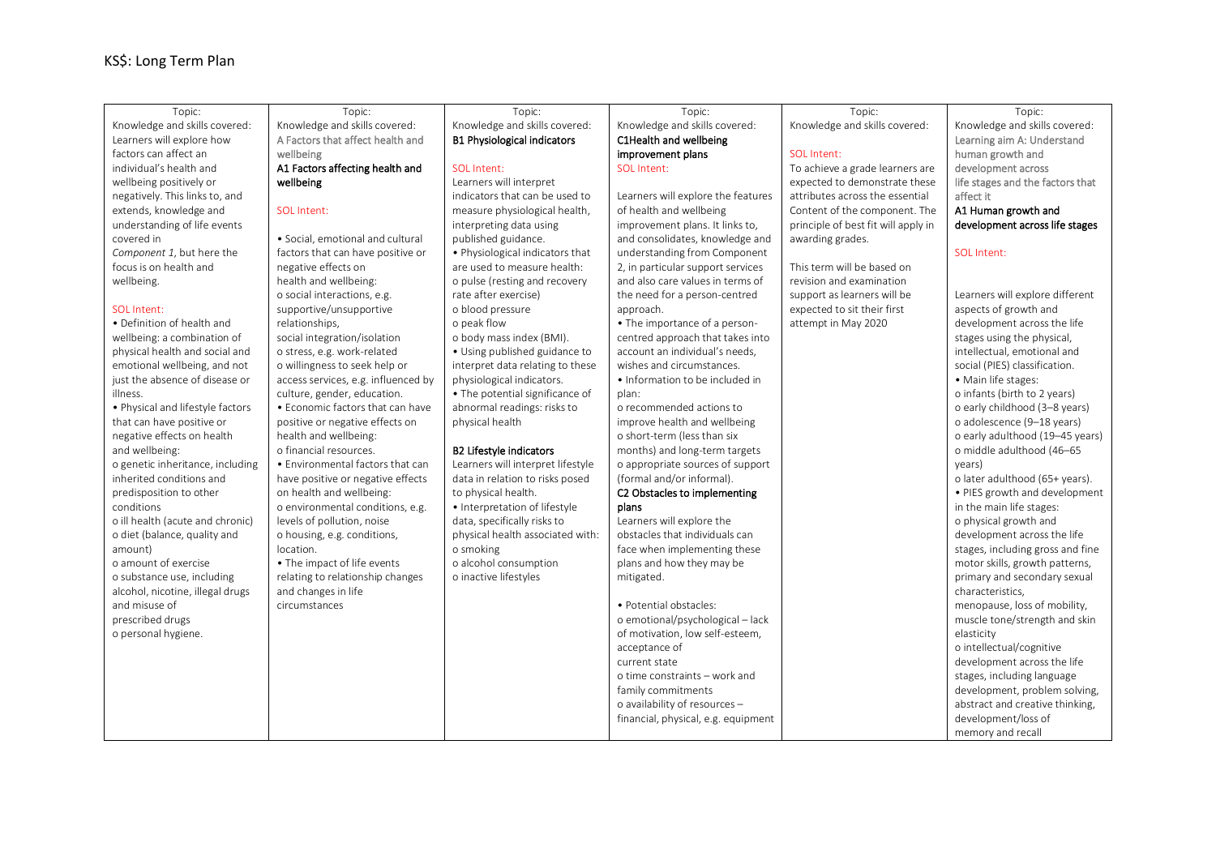# KS$: Long Term Plan

| Topic: | Topic: | Topic: | Topic: | Topic: | Topic: |
|---|---|---|---|---|---|
| Knowledge and skills covered:<br>Learners will explore how factors can affect an individual's health and wellbeing positively or negatively. This links to, and extends, knowledge and understanding of life events covered in *Component 1*, but here the focus is on health and wellbeing.<br><br>SOL Intent:<br>• Definition of health and wellbeing: a combination of physical health and social and emotional wellbeing, and not just the absence of disease or illness.<br>• Physical and lifestyle factors that can have positive or negative effects on health and wellbeing:<br>o genetic inheritance, including inherited conditions and predisposition to other conditions<br>o ill health (acute and chronic)<br>o diet (balance, quality and amount)<br>o amount of exercise<br>o substance use, including alcohol, nicotine, illegal drugs and misuse of prescribed drugs<br>o personal hygiene. | Knowledge and skills covered:<br>A Factors that affect health and wellbeing<br>**A1 Factors affecting health and wellbeing**<br><br>SOL Intent:<br><br>• Social, emotional and cultural factors that can have positive or negative effects on health and wellbeing:<br>o social interactions, e.g. supportive/unsupportive relationships,<br>social integration/isolation<br>o stress, e.g. work-related<br>o willingness to seek help or access services, e.g. influenced by culture, gender, education.<br>• Economic factors that can have positive or negative effects on health and wellbeing:<br>o financial resources.<br>• Environmental factors that can have positive or negative effects on health and wellbeing:<br>o environmental conditions, e.g. levels of pollution, noise<br>o housing, e.g. conditions, location.<br>• The impact of life events relating to relationship changes and changes in life circumstances | Knowledge and skills covered:<br>**B1 Physiological indicators**<br><br>SOL Intent:<br>Learners will interpret indicators that can be used to measure physiological health, interpreting data using published guidance.<br>• Physiological indicators that are used to measure health:<br>o pulse (resting and recovery rate after exercise)<br>o blood pressure<br>o peak flow<br>o body mass index (BMI).<br>• Using published guidance to interpret data relating to these physiological indicators.<br>• The potential significance of abnormal readings: risks to physical health<br><br>**B2 Lifestyle indicators**<br>Learners will interpret lifestyle data in relation to risks posed to physical health.<br>• Interpretation of lifestyle data, specifically risks to physical health associated with:<br>o smoking<br>o alcohol consumption<br>o inactive lifestyles | Knowledge and skills covered:<br>**C1Health and wellbeing improvement plans**<br>SOL Intent:<br><br>Learners will explore the features of health and wellbeing improvement plans. It links to, and consolidates, knowledge and understanding from Component 2, in particular support services and also care values in terms of the need for a person-centred approach.<br>• The importance of a person-centred approach that takes into account an individual's needs, wishes and circumstances.<br>• Information to be included in plan:<br>o recommended actions to improve health and wellbeing<br>o short-term (less than six months) and long-term targets<br>o appropriate sources of support (formal and/or informal).<br>**C2 Obstacles to implementing plans**<br>Learners will explore the obstacles that individuals can face when implementing these plans and how they may be mitigated.<br><br>• Potential obstacles:<br>o emotional/psychological – lack of motivation, low self-esteem, acceptance of current state<br>o time constraints – work and family commitments<br>o availability of resources – financial, physical, e.g. equipment | Knowledge and skills covered:<br><br>SOL Intent:<br>To achieve a grade learners are expected to demonstrate these attributes across the essential Content of the component. The principle of best fit will apply in awarding grades.<br><br>This term will be based on revision and examination support as learners will be expected to sit their first attempt in May 2020 | Knowledge and skills covered:<br>Learning aim A: Understand human growth and development across life stages and the factors that affect it<br>**A1 Human growth and development across life stages**<br><br>SOL Intent:<br><br>Learners will explore different aspects of growth and development across the life stages using the physical, intellectual, emotional and social (PIES) classification.<br>• Main life stages:<br>o infants (birth to 2 years)<br>o early childhood (3–8 years)<br>o adolescence (9–18 years)<br>o early adulthood (19–45 years)<br>o middle adulthood (46–65 years)<br>o later adulthood (65+ years).<br>• PIES growth and development in the main life stages:<br>o physical growth and development across the life stages, including gross and fine motor skills, growth patterns, primary and secondary sexual characteristics, menopause, loss of mobility, muscle tone/strength and skin elasticity<br>o intellectual/cognitive development across the life stages, including language development, problem solving, abstract and creative thinking, development/loss of memory and recall |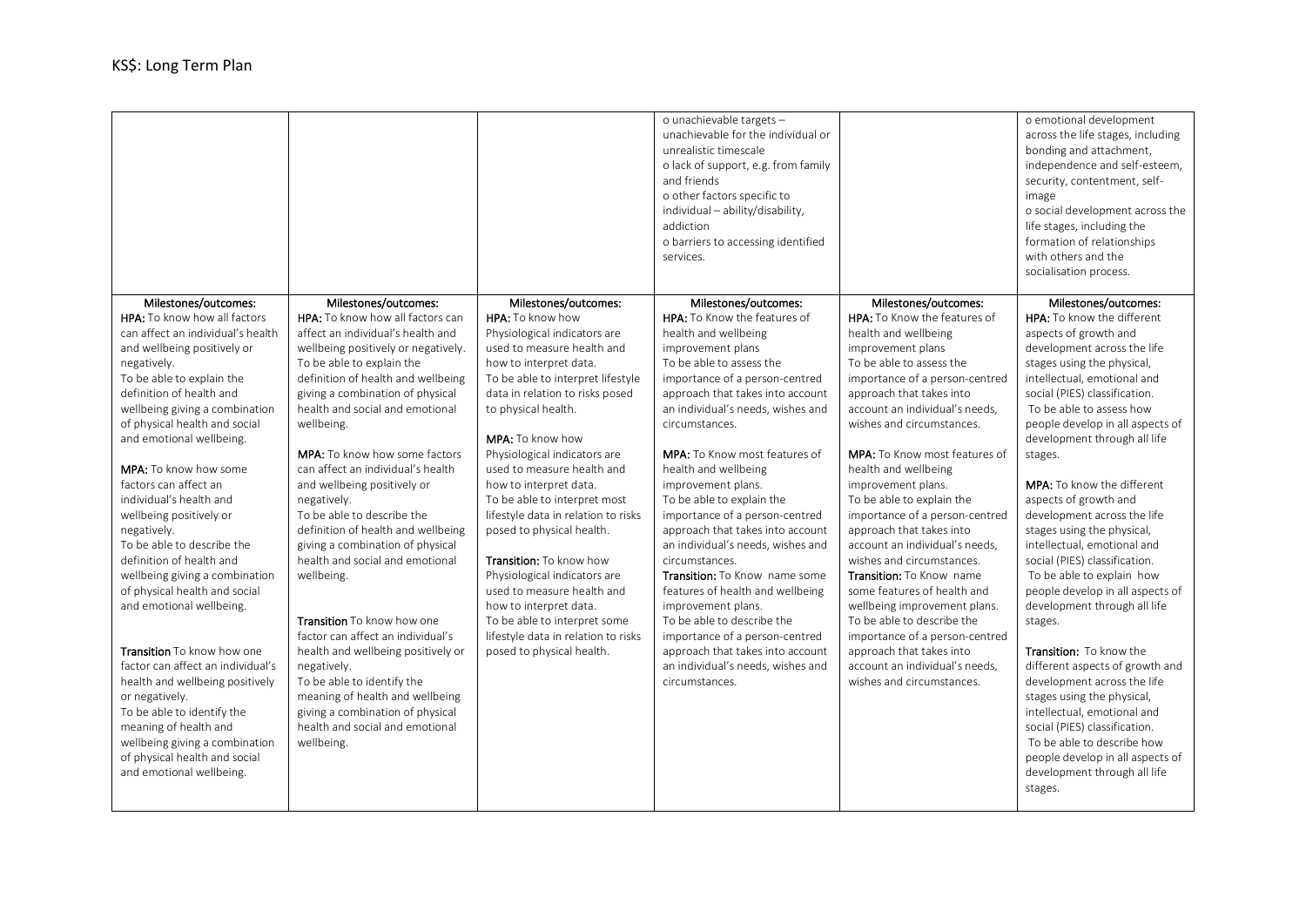| | | | | | |
|---|---|---|---|---|---|
| | | | o unachievable targets – unachievable for the individual or unrealistic timescale<br>o lack of support, e.g. from family and friends<br>o other factors specific to individual – ability/disability, addiction<br>o barriers to accessing identified services. | | o emotional development across the life stages, including bonding and attachment, independence and self-esteem, security, contentment, self-image<br>o social development across the life stages, including the formation of relationships with others and the socialisation process. |
| Milestones/outcomes:<br>**HPA:** To know how all factors can affect an individual's health and wellbeing positively or negatively.<br>To be able to explain the definition of health and wellbeing giving a combination of physical health and social and emotional wellbeing.<br><br>**MPA:** To know how some factors can affect an individual's health and wellbeing positively or negatively.<br>To be able to describe the definition of health and wellbeing giving a combination of physical health and social and emotional wellbeing.<br><br>**Transition** To know how one factor can affect an individual's health and wellbeing positively or negatively.<br>To be able to identify the meaning of health and wellbeing giving a combination of physical health and social and emotional wellbeing. | Milestones/outcomes:<br>**HPA:** To know how all factors can affect an individual's health and wellbeing positively or negatively.<br>To be able to explain the definition of health and wellbeing giving a combination of physical health and social and emotional wellbeing.<br><br>**MPA:** To know how some factors can affect an individual's health and wellbeing positively or negatively.<br>To be able to describe the definition of health and wellbeing giving a combination of physical health and social and emotional wellbeing.<br><br>**Transition** To know how one factor can affect an individual's health and wellbeing positively or negatively.<br>To be able to identify the meaning of health and wellbeing giving a combination of physical health and social and emotional wellbeing. | Milestones/outcomes:<br>**HPA:** To know how Physiological indicators are used to measure health and how to interpret data.<br>To be able to interpret lifestyle data in relation to risks posed to physical health.<br><br>**MPA:** To know how Physiological indicators are used to measure health and how to interpret data.<br>To be able to interpret most lifestyle data in relation to risks posed to physical health.<br><br>**Transition:** To know how Physiological indicators are used to measure health and how to interpret data.<br>To be able to interpret some lifestyle data in relation to risks posed to physical health. | Milestones/outcomes:<br>**HPA:** To Know the features of health and wellbeing improvement plans<br>To be able to assess the importance of a person-centred approach that takes into account an individual's needs, wishes and circumstances.<br><br>**MPA:** To Know most features of health and wellbeing improvement plans.<br>To be able to explain the importance of a person-centred approach that takes into account an individual's needs, wishes and circumstances.<br>**Transition:** To Know name some features of health and wellbeing improvement plans.<br>To be able to describe the importance of a person-centred approach that takes into account an individual's needs, wishes and circumstances. | Milestones/outcomes:<br>**HPA:** To Know the features of health and wellbeing improvement plans<br>To be able to assess the importance of a person-centred approach that takes into account an individual's needs, wishes and circumstances.<br><br>**MPA:** To Know most features of health and wellbeing improvement plans.<br>To be able to explain the importance of a person-centred approach that takes into account an individual's needs, wishes and circumstances.<br>**Transition:** To Know name some features of health and wellbeing improvement plans.<br>To be able to describe the importance of a person-centred approach that takes into account an individual's needs, wishes and circumstances. | Milestones/outcomes:<br>**HPA:** To know the different aspects of growth and development across the life stages using the physical, intellectual, emotional and social (PIES) classification.<br>To be able to assess how people develop in all aspects of development through all life stages.<br><br>**MPA:** To know the different aspects of growth and development across the life stages using the physical, intellectual, emotional and social (PIES) classification.<br>To be able to explain how people develop in all aspects of development through all life stages.<br><br>**Transition:** To know the different aspects of growth and development across the life stages using the physical, intellectual, emotional and social (PIES) classification.<br>To be able to describe how people develop in all aspects of development through all life stages. |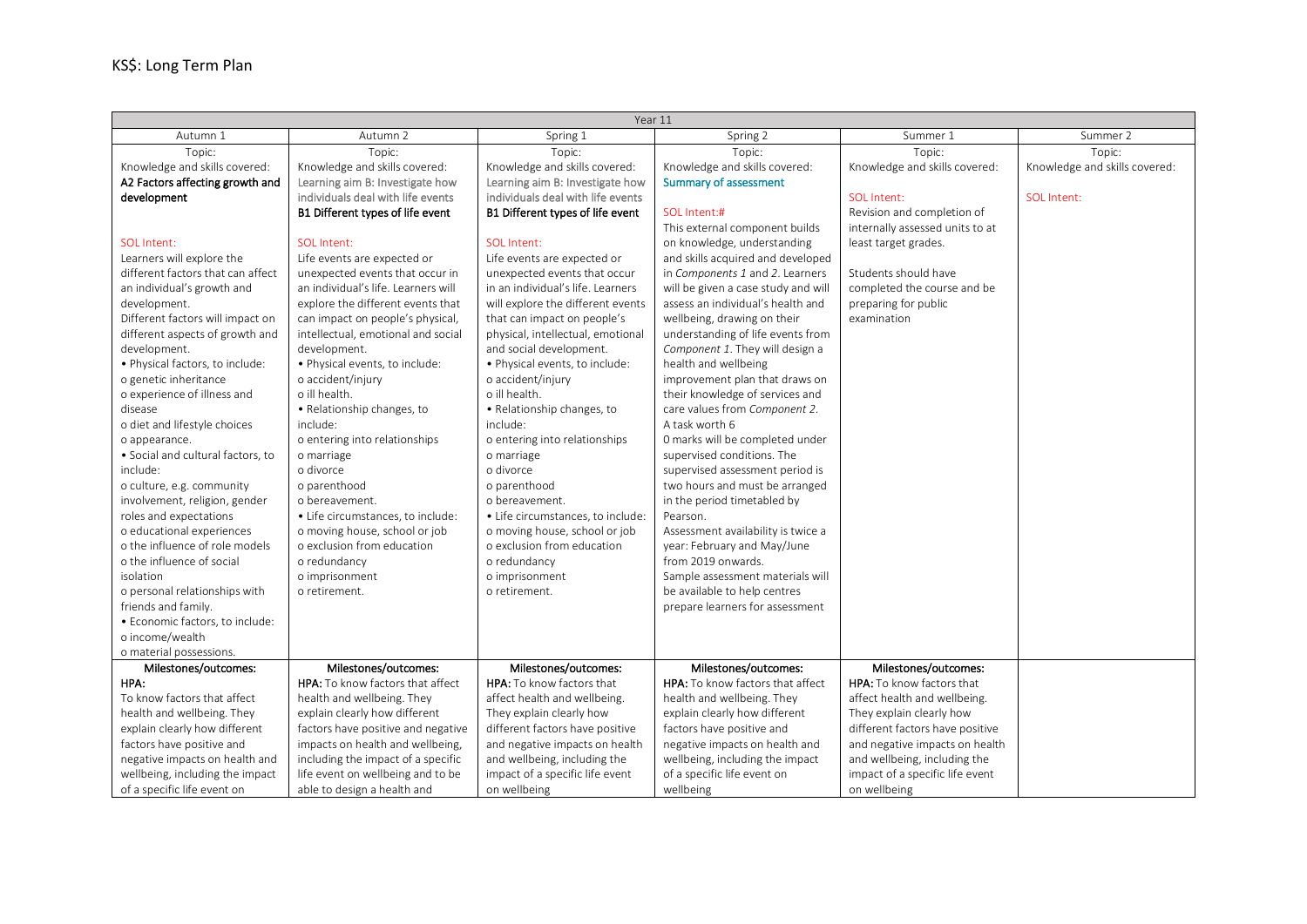KS$: Long Term Plan

| Year 11 | | | | | |
|---|---|---|---|---|---|
| Autumn 1 | Autumn 2 | Spring 1 | Spring 2 | Summer 1 | Summer 2 |
| Topic:<br>Knowledge and skills covered:<br>**A2 Factors affecting growth and development**<br><br>SOL Intent:<br>Learners will explore the different factors that can affect an individual's growth and development.<br>Different factors will impact on different aspects of growth and development.<br>• Physical factors, to include:<br>o genetic inheritance<br>o experience of illness and disease<br>o diet and lifestyle choices<br>o appearance.<br>• Social and cultural factors, to include:<br>o culture, e.g. community involvement, religion, gender roles and expectations<br>o educational experiences<br>o the influence of role models<br>o the influence of social isolation<br>o personal relationships with friends and family.<br>• Economic factors, to include:<br>o income/wealth<br>o material possessions. | Topic:<br>Knowledge and skills covered:<br>Learning aim B: Investigate how individuals deal with life events<br>**B1 Different types of life event**<br><br>SOL Intent:<br>Life events are expected or unexpected events that occur in an individual's life. Learners will explore the different events that can impact on people's physical, intellectual, emotional and social development.<br>• Physical events, to include:<br>o accident/injury<br>o ill health.<br>• Relationship changes, to include:<br>o entering into relationships<br>o marriage<br>o divorce<br>o parenthood<br>o bereavement.<br>• Life circumstances, to include:<br>o moving house, school or job<br>o exclusion from education<br>o redundancy<br>o imprisonment<br>o retirement. | Topic:<br>Knowledge and skills covered:<br>Learning aim B: Investigate how individuals deal with life events<br>**B1 Different types of life event**<br><br>SOL Intent:<br>Life events are expected or unexpected events that occur in an individual's life. Learners will explore the different events that can impact on people's physical, intellectual, emotional and social development.<br>• Physical events, to include:<br>o accident/injury<br>o ill health.<br>• Relationship changes, to include:<br>o entering into relationships<br>o marriage<br>o divorce<br>o parenthood<br>o bereavement.<br>• Life circumstances, to include:<br>o moving house, school or job<br>o exclusion from education<br>o redundancy<br>o imprisonment<br>o retirement. | Topic:<br>Knowledge and skills covered:<br>Summary of assessment<br><br>SOL Intent:#<br>This external component builds on knowledge, understanding and skills acquired and developed in *Components 1* and *2*. Learners will be given a case study and will assess an individual's health and wellbeing, drawing on their understanding of life events from *Component 1*. They will design a health and wellbeing improvement plan that draws on their knowledge of services and care values from *Component 2*.<br>A task worth 6<br>0 marks will be completed under supervised conditions. The supervised assessment period is two hours and must be arranged in the period timetabled by Pearson.<br>Assessment availability is twice a year: February and May/June from 2019 onwards.<br>Sample assessment materials will be available to help centres prepare learners for assessment | Topic:<br>Knowledge and skills covered:<br><br>SOL Intent:<br>Revision and completion of internally assessed units to at least target grades.<br><br>Students should have completed the course and be preparing for public examination | Topic:<br>Knowledge and skills covered:<br><br>SOL Intent: |
| **Milestones/outcomes:**<br>**HPA:**<br>To know factors that affect health and wellbeing. They explain clearly how different factors have positive and negative impacts on health and wellbeing, including the impact of a specific life event on | **Milestones/outcomes:**<br>**HPA:** To know factors that affect health and wellbeing. They explain clearly how different factors have positive and negative impacts on health and wellbeing, including the impact of a specific life event on wellbeing and to be able to design a health and | **Milestones/outcomes:**<br>**HPA:** To know factors that affect health and wellbeing. They explain clearly how different factors have positive and negative impacts on health and wellbeing, including the impact of a specific life event on wellbeing | **Milestones/outcomes:**<br>**HPA:** To know factors that affect health and wellbeing. They explain clearly how different factors have positive and negative impacts on health and wellbeing, including the impact of a specific life event on wellbeing | **Milestones/outcomes:**<br>**HPA:** To know factors that affect health and wellbeing. They explain clearly how different factors have positive and negative impacts on health and wellbeing, including the impact of a specific life event on wellbeing | |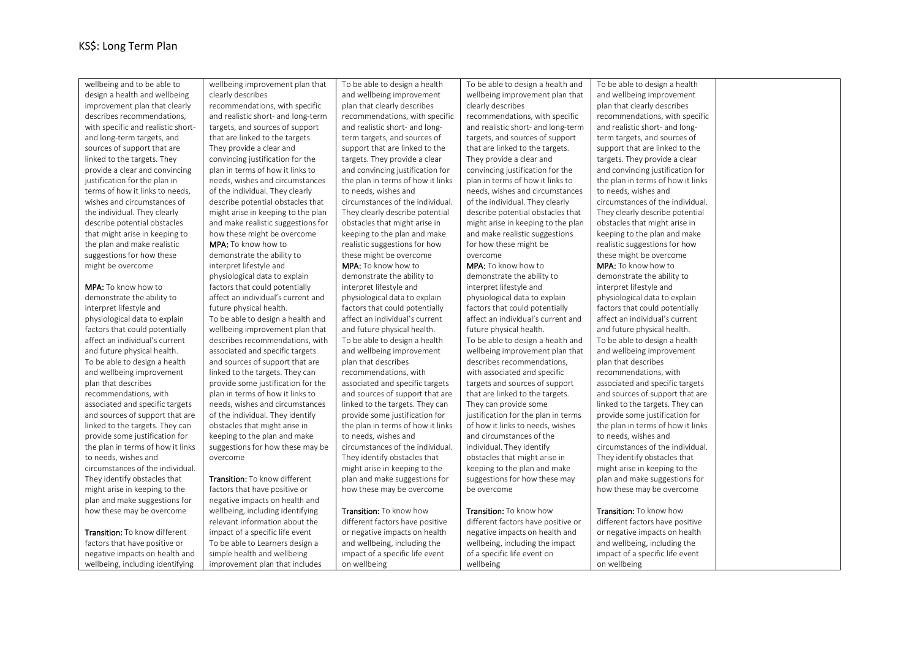# KS$: Long Term Plan

| | | | | | |
|---|---|---|---|---|---|
| wellbeing and to be able to design a health and wellbeing improvement plan that clearly describes recommendations, with specific and realistic short- and long-term targets, and sources of support that are linked to the targets. They provide a clear and convincing justification for the plan in terms of how it links to needs, wishes and circumstances of the individual. They clearly describe potential obstacles that might arise in keeping to the plan and make realistic suggestions for how these might be overcome<br><br>**MPA:** To know how to demonstrate the ability to interpret lifestyle and physiological data to explain factors that could potentially affect an individual's current and future physical health. To be able to design a health and wellbeing improvement plan that describes recommendations, with associated and specific targets and sources of support that are linked to the targets. They can provide some justification for the plan in terms of how it links to needs, wishes and circumstances of the individual. They identify obstacles that might arise in keeping to the plan and make suggestions for how these may be overcome<br><br>**Transition:** To know different factors that have positive or negative impacts on health and wellbeing, including identifying | wellbeing improvement plan that clearly describes recommendations, with specific and realistic short- and long-term targets, and sources of support that are linked to the targets. They provide a clear and convincing justification for the plan in terms of how it links to needs, wishes and circumstances of the individual. They clearly describe potential obstacles that might arise in keeping to the plan and make realistic suggestions for how these might be overcome<br>**MPA:** To know how to demonstrate the ability to interpret lifestyle and physiological data to explain factors that could potentially affect an individual's current and future physical health. To be able to design a health and wellbeing improvement plan that describes recommendations, with associated and specific targets and sources of support that are linked to the targets. They can provide some justification for the plan in terms of how it links to needs, wishes and circumstances of the individual. They identify obstacles that might arise in keeping to the plan and make suggestions for how these may be overcome<br><br>**Transition:** To know different factors that have positive or negative impacts on health and wellbeing, including identifying relevant information about the impact of a specific life event To be able to Learners design a simple health and wellbeing improvement plan that includes | To be able to design a health and wellbeing improvement plan that clearly describes recommendations, with specific and realistic short- and long-term targets, and sources of support that are linked to the targets. They provide a clear and convincing justification for the plan in terms of how it links to needs, wishes and circumstances of the individual. They clearly describe potential obstacles that might arise in keeping to the plan and make realistic suggestions for how these might be overcome<br>**MPA:** To know how to demonstrate the ability to interpret lifestyle and physiological data to explain factors that could potentially affect an individual's current and future physical health. To be able to design a health and wellbeing improvement plan that describes recommendations, with associated and specific targets and sources of support that are linked to the targets. They can provide some justification for the plan in terms of how it links to needs, wishes and circumstances of the individual. They identify obstacles that might arise in keeping to the plan and make suggestions for how these may be overcome<br><br>**Transition:** To know how different factors have positive or negative impacts on health and wellbeing, including the impact of a specific life event on wellbeing | To be able to design a health and wellbeing improvement plan that clearly describes recommendations, with specific and realistic short- and long-term targets, and sources of support that are linked to the targets. They provide a clear and convincing justification for the plan in terms of how it links to needs, wishes and circumstances of the individual. They clearly describe potential obstacles that might arise in keeping to the plan and make realistic suggestions for how these might be overcome<br>**MPA:** To know how to demonstrate the ability to interpret lifestyle and physiological data to explain factors that could potentially affect an individual's current and future physical health. To be able to design a health and wellbeing improvement plan that describes recommendations, with associated and specific targets and sources of support that are linked to the targets. They can provide some justification for the plan in terms of how it links to needs, wishes and circumstances of the individual. They identify obstacles that might arise in keeping to the plan and make suggestions for how these may be overcome<br><br>**Transition:** To know how different factors have positive or negative impacts on health and wellbeing, including the impact of a specific life event on wellbeing | To be able to design a health and wellbeing improvement plan that clearly describes recommendations, with specific and realistic short- and long-term targets, and sources of support that are linked to the targets. They provide a clear and convincing justification for the plan in terms of how it links to needs, wishes and circumstances of the individual. They clearly describe potential obstacles that might arise in keeping to the plan and make realistic suggestions for how these might be overcome<br>**MPA:** To know how to demonstrate the ability to interpret lifestyle and physiological data to explain factors that could potentially affect an individual's current and future physical health. To be able to design a health and wellbeing improvement plan that describes recommendations, with associated and specific targets and sources of support that are linked to the targets. They can provide some justification for the plan in terms of how it links to needs, wishes and circumstances of the individual. They identify obstacles that might arise in keeping to the plan and make suggestions for how these may be overcome<br><br>**Transition:** To know how different factors have positive or negative impacts on health and wellbeing, including the impact of a specific life event on wellbeing | |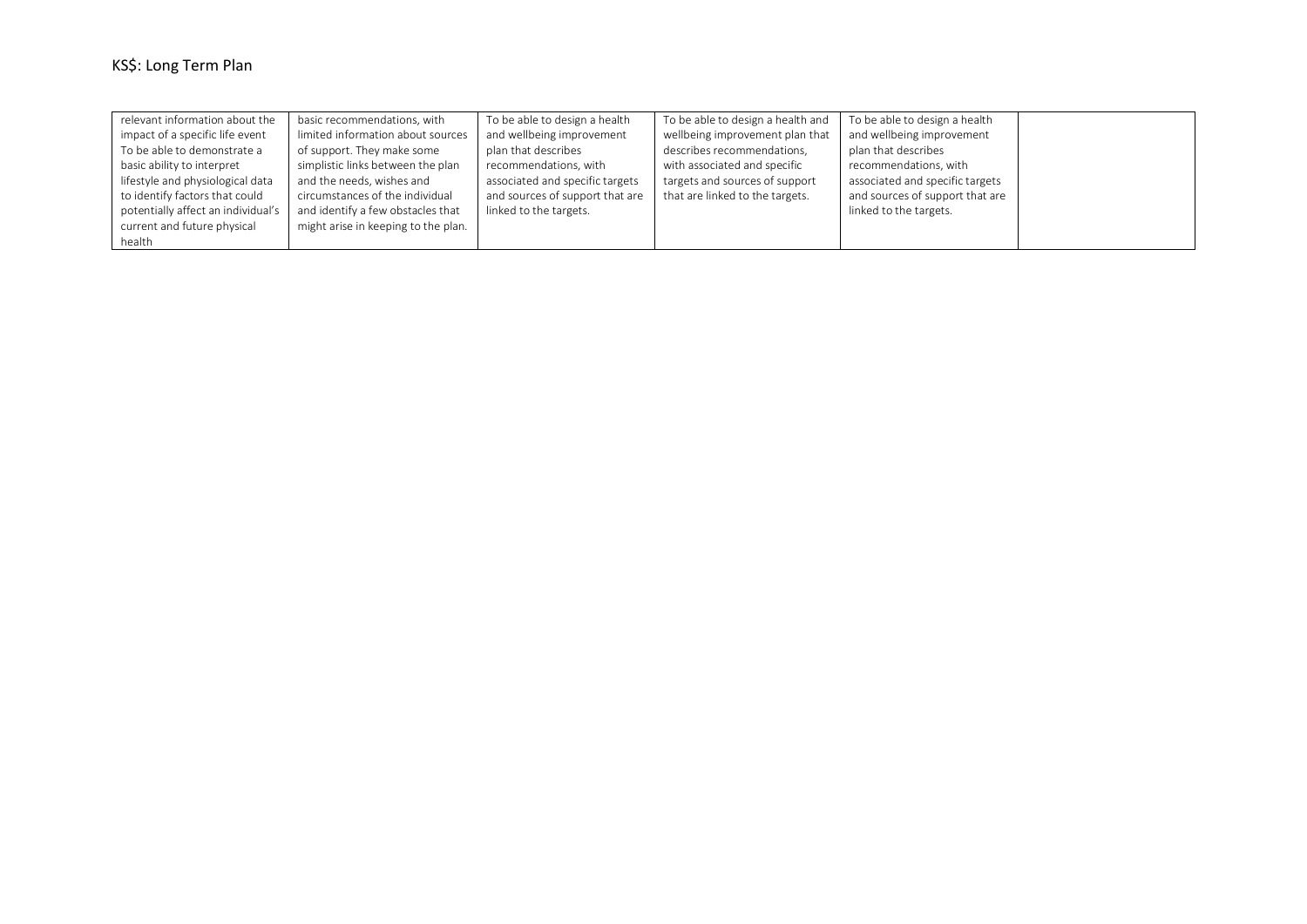# KS$: Long Term Plan

| | | | | | |
|---|---|---|---|---|---|
| relevant information about the impact of a specific life event To be able to demonstrate a basic ability to interpret lifestyle and physiological data to identify factors that could potentially affect an individual's current and future physical health | basic recommendations, with limited information about sources of support. They make some simplistic links between the plan and the needs, wishes and circumstances of the individual and identify a few obstacles that might arise in keeping to the plan. | To be able to design a health and wellbeing improvement plan that describes recommendations, with associated and specific targets and sources of support that are linked to the targets. | To be able to design a health and wellbeing improvement plan that describes recommendations, with associated and specific targets and sources of support that are linked to the targets. | To be able to design a health and wellbeing improvement plan that describes recommendations, with associated and specific targets and sources of support that are linked to the targets. | |